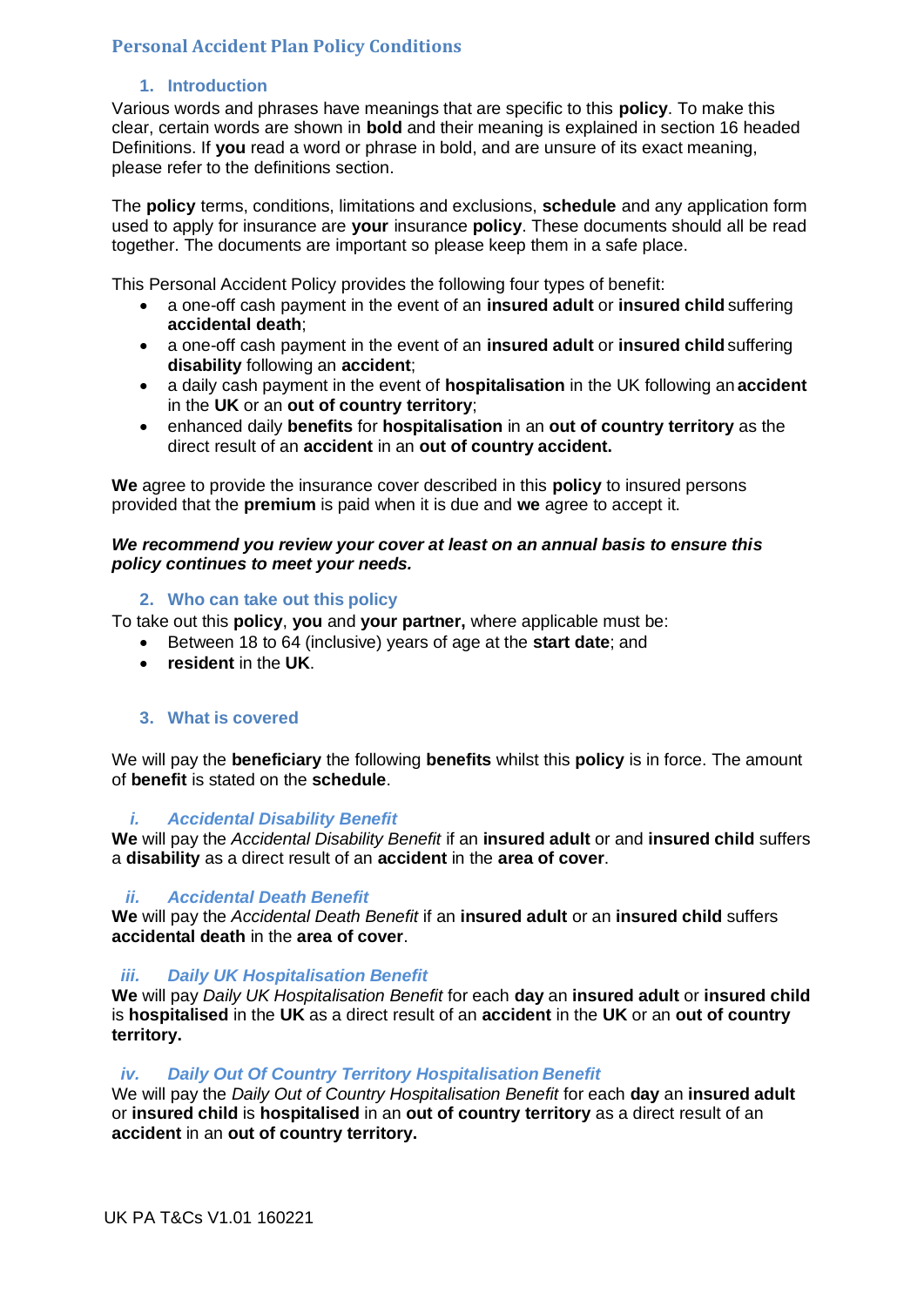# Personal Accident Plan Policy Conditions

## 1. Introduction

Various words and phrases have meanings that are specific to this **policy**. To make this clear, certain words are shown in **bold** and their meaning is explained in section 16 headed Definitions. If **you** read a word or phrase in bold, and are unsure of its exact meaning, please refer to the definitions section.

The **policy** terms, conditions, limitations and exclusions, **schedule** and any application form used to apply for insurance are **your** insurance **policy**. These documents should all be read together. The documents are important so please keep them in a safe place.

This Personal Accident Policy provides the following four types of benefit:

- a one-off cash payment in the event of an **insured adult** or **insured child** suffering **accidental death**;
- a one-off cash payment in the event of an **insured adult** or **insured child** suffering **disability** following an **accident**;
- a daily cash payment in the event of **hospitalisation** in the UK following an **accident** in the **UK** or an **out of country territory**;
- enhanced daily **benefits** for **hospitalisation** in an **out of country territory** as the direct result of an **accident** in an **out of country accident.**

**We** agree to provide the insurance cover described in this **policy** to insured persons provided that the **premium** is paid when it is due and **we** agree to accept it.

***We recommend you review your cover at least on an annual basis to ensure this policy continues to meet your needs.***

## 2. Who can take out this policy

To take out this **policy**, **you** and **your partner,** where applicable must be:

- Between 18 to 64 (inclusive) years of age at the **start date**; and
- **resident** in the **UK**.

## 3. What is covered

We will pay the **beneficiary** the following **benefits** whilst this **policy** is in force. The amount of **benefit** is stated on the **schedule**.

### *i. Accidental Disability Benefit*

**We** will pay the *Accidental Disability Benefit* if an **insured adult** or and **insured child** suffers a **disability** as a direct result of an **accident** in the **area of cover**.

### *ii. Accidental Death Benefit*

**We** will pay the *Accidental Death Benefit* if an **insured adult** or an **insured child** suffers **accidental death** in the **area of cover**.

### *iii. Daily UK Hospitalisation Benefit*

**We** will pay *Daily UK Hospitalisation Benefit* for each **day** an **insured adult** or **insured child** is **hospitalised** in the **UK** as a direct result of an **accident** in the **UK** or an **out of country territory.**

### *iv. Daily Out Of Country Territory Hospitalisation Benefit*

We will pay the *Daily Out of Country Hospitalisation Benefit* for each **day** an **insured adult** or **insured child** is **hospitalised** in an **out of country territory** as a direct result of an **accident** in an **out of country territory.**

UK PA T&Cs V1.01 160221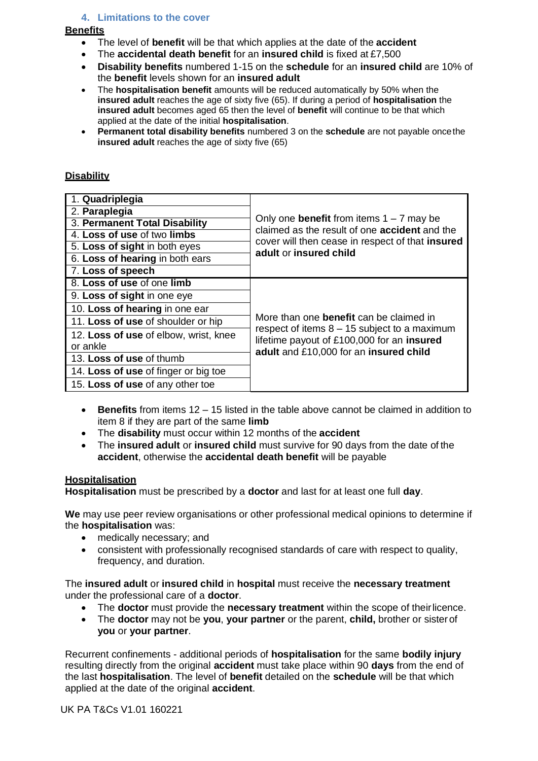### 4. Limitations to the cover

**Benefits**

- The level of **benefit** will be that which applies at the date of the **accident**
- The **accidental death benefit** for an **insured child** is fixed at £7,500
- **Disability benefits** numbered 1-15 on the **schedule** for an **insured child** are 10% of the **benefit** levels shown for an **insured adult**
- The **hospitalisation benefit** amounts will be reduced automatically by 50% when the **insured adult** reaches the age of sixty five (65). If during a period of **hospitalisation** the **insured adult** becomes aged 65 then the level of **benefit** will continue to be that which applied at the date of the initial **hospitalisation**.
- **Permanent total disability benefits** numbered 3 on the **schedule** are not payable once the **insured adult** reaches the age of sixty five (65)

**Disability**

| Disability | Limitation |
|---|---|
| 1. **Quadriplegia** | Only one **benefit** from items 1 – 7 may be claimed as the result of one **accident** and the cover will then cease in respect of that **insured adult** or **insured child** |
| 2. **Paraplegia** | |
| 3. **Permanent Total Disability** | |
| 4. **Loss of use** of two **limbs** | |
| 5. **Loss of sight** in both eyes | |
| 6. **Loss of hearing** in both ears | |
| 7. **Loss of speech** | |
| 8. **Loss of use** of one **limb** | More than one **benefit** can be claimed in respect of items 8 – 15 subject to a maximum lifetime payout of £100,000 for an **insured adult** and £10,000 for an **insured child** |
| 9. **Loss of sight** in one eye | |
| 10. **Loss of hearing** in one ear | |
| 11. **Loss of use** of shoulder or hip | |
| 12. **Loss of use** of elbow, wrist, knee or ankle | |
| 13. **Loss of use** of thumb | |
| 14. **Loss of use** of finger or big toe | |
| 15. **Loss of use** of any other toe | |

- **Benefits** from items 12 – 15 listed in the table above cannot be claimed in addition to item 8 if they are part of the same **limb**
- The **disability** must occur within 12 months of the **accident**
- The **insured adult** or **insured child** must survive for 90 days from the date of the **accident**, otherwise the **accidental death benefit** will be payable

**Hospitalisation**

**Hospitalisation** must be prescribed by a **doctor** and last for at least one full **day**.

**We** may use peer review organisations or other professional medical opinions to determine if the **hospitalisation** was:

- medically necessary; and
- consistent with professionally recognised standards of care with respect to quality, frequency, and duration.

The **insured adult** or **insured child** in **hospital** must receive the **necessary treatment** under the professional care of a **doctor**.

- The **doctor** must provide the **necessary treatment** within the scope of their licence.
- The **doctor** may not be **you**, **your partner** or the parent, **child,** brother or sister of **you** or **your partner**.

Recurrent confinements - additional periods of **hospitalisation** for the same **bodily injury** resulting directly from the original **accident** must take place within 90 **days** from the end of the last **hospitalisation**. The level of **benefit** detailed on the **schedule** will be that which applied at the date of the original **accident**.

UK PA T&Cs V1.01 160221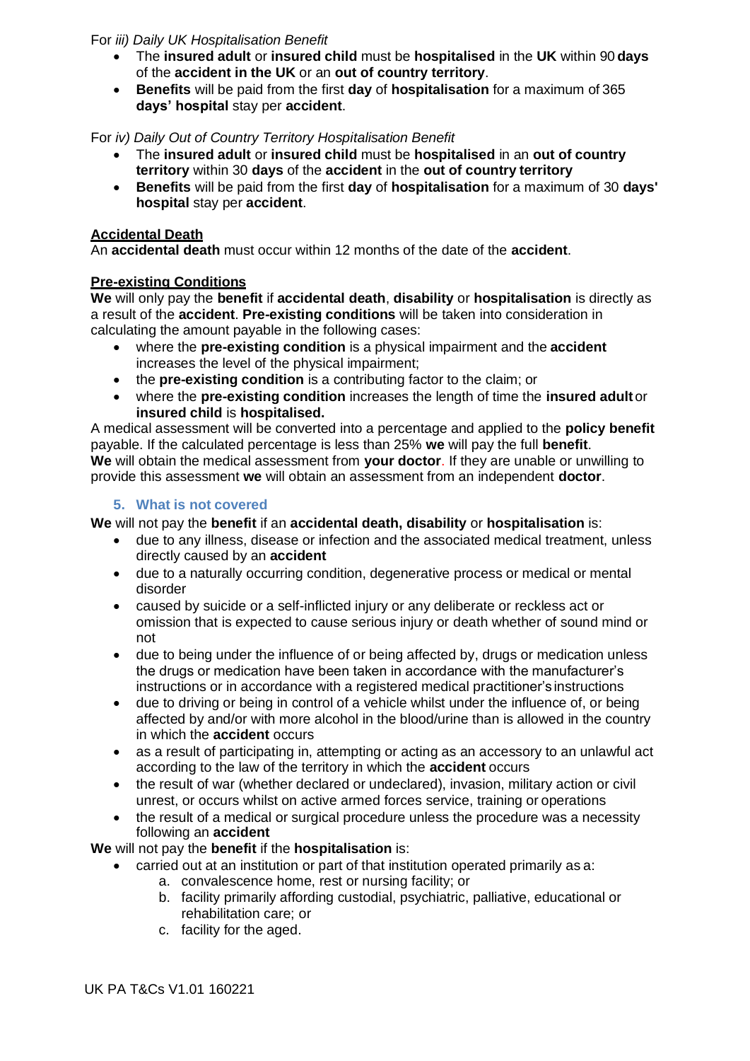For *iii) Daily UK Hospitalisation Benefit*

- The **insured adult** or **insured child** must be **hospitalised** in the **UK** within 90 **days** of the **accident in the UK** or an **out of country territory**.
- **Benefits** will be paid from the first **day** of **hospitalisation** for a maximum of 365 **days' hospital** stay per **accident**.

For *iv) Daily Out of Country Territory Hospitalisation Benefit*

- The **insured adult** or **insured child** must be **hospitalised** in an **out of country territory** within 30 **days** of the **accident** in the **out of country territory**
- **Benefits** will be paid from the first **day** of **hospitalisation** for a maximum of 30 **days' hospital** stay per **accident**.

**Accidental Death**

An **accidental death** must occur within 12 months of the date of the **accident**.

**Pre-existing Conditions**

**We** will only pay the **benefit** if **accidental death**, **disability** or **hospitalisation** is directly as a result of the **accident**. **Pre-existing conditions** will be taken into consideration in calculating the amount payable in the following cases:

- where the **pre-existing condition** is a physical impairment and the **accident** increases the level of the physical impairment;
- the **pre-existing condition** is a contributing factor to the claim; or
- where the **pre-existing condition** increases the length of time the **insured adult** or **insured child** is **hospitalised.**

A medical assessment will be converted into a percentage and applied to the **policy benefit** payable. If the calculated percentage is less than 25% **we** will pay the full **benefit**.
**We** will obtain the medical assessment from **your doctor**. If they are unable or unwilling to provide this assessment **we** will obtain an assessment from an independent **doctor**.

## 5. What is not covered

**We** will not pay the **benefit** if an **accidental death, disability** or **hospitalisation** is:

- due to any illness, disease or infection and the associated medical treatment, unless directly caused by an **accident**
- due to a naturally occurring condition, degenerative process or medical or mental disorder
- caused by suicide or a self-inflicted injury or any deliberate or reckless act or omission that is expected to cause serious injury or death whether of sound mind or not
- due to being under the influence of or being affected by, drugs or medication unless the drugs or medication have been taken in accordance with the manufacturer's instructions or in accordance with a registered medical practitioner's instructions
- due to driving or being in control of a vehicle whilst under the influence of, or being affected by and/or with more alcohol in the blood/urine than is allowed in the country in which the **accident** occurs
- as a result of participating in, attempting or acting as an accessory to an unlawful act according to the law of the territory in which the **accident** occurs
- the result of war (whether declared or undeclared), invasion, military action or civil unrest, or occurs whilst on active armed forces service, training or operations
- the result of a medical or surgical procedure unless the procedure was a necessity following an **accident**

**We** will not pay the **benefit** if the **hospitalisation** is:

- carried out at an institution or part of that institution operated primarily as a:
  a. convalescence home, rest or nursing facility; or
  b. facility primarily affording custodial, psychiatric, palliative, educational or rehabilitation care; or
  c. facility for the aged.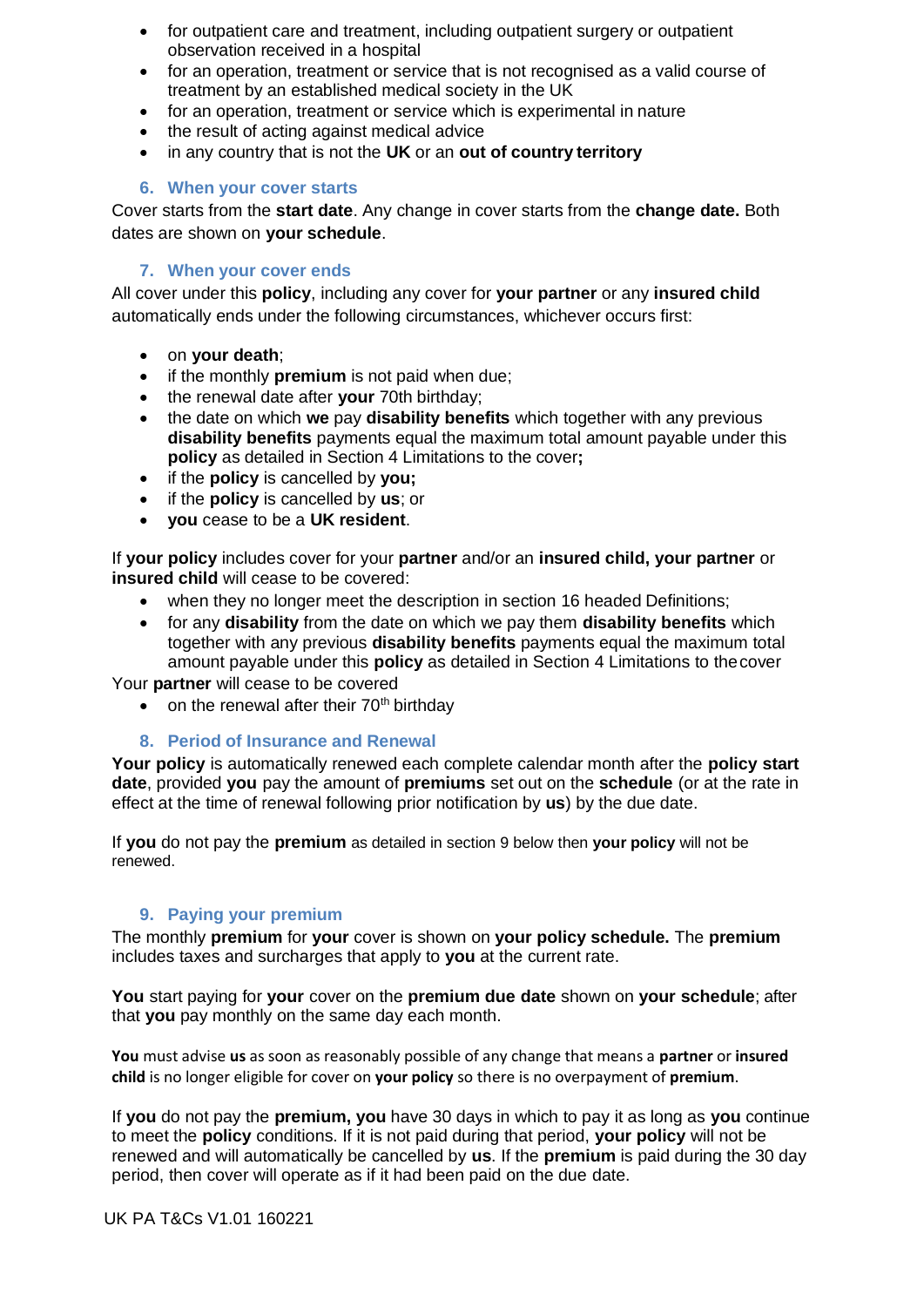- for outpatient care and treatment, including outpatient surgery or outpatient observation received in a hospital
- for an operation, treatment or service that is not recognised as a valid course of treatment by an established medical society in the UK
- for an operation, treatment or service which is experimental in nature
- the result of acting against medical advice
- in any country that is not the **UK** or an **out of country territory**

## 6. When your cover starts

Cover starts from the **start date**. Any change in cover starts from the **change date.** Both dates are shown on **your schedule**.

## 7. When your cover ends

All cover under this **policy**, including any cover for **your partner** or any **insured child** automatically ends under the following circumstances, whichever occurs first:

- on **your death**;
- if the monthly **premium** is not paid when due;
- the renewal date after **your** 70th birthday;
- the date on which **we** pay **disability benefits** which together with any previous **disability benefits** payments equal the maximum total amount payable under this **policy** as detailed in Section 4 Limitations to the cover**;**
- if the **policy** is cancelled by **you;**
- if the **policy** is cancelled by **us**; or
- **you** cease to be a **UK resident**.

If **your policy** includes cover for your **partner** and/or an **insured child, your partner** or **insured child** will cease to be covered:

- when they no longer meet the description in section 16 headed Definitions;
- for any **disability** from the date on which we pay them **disability benefits** which together with any previous **disability benefits** payments equal the maximum total amount payable under this **policy** as detailed in Section 4 Limitations to the cover

Your **partner** will cease to be covered

- on the renewal after their 70th birthday

## 8. Period of Insurance and Renewal

**Your policy** is automatically renewed each complete calendar month after the **policy start date**, provided **you** pay the amount of **premiums** set out on the **schedule** (or at the rate in effect at the time of renewal following prior notification by **us**) by the due date.

If **you** do not pay the **premium** as detailed in section 9 below then **your policy** will not be renewed.

## 9. Paying your premium

The monthly **premium** for **your** cover is shown on **your policy schedule.** The **premium** includes taxes and surcharges that apply to **you** at the current rate.

**You** start paying for **your** cover on the **premium due date** shown on **your schedule**; after that **you** pay monthly on the same day each month.

**You** must advise **us** as soon as reasonably possible of any change that means a **partner** or **insured child** is no longer eligible for cover on **your policy** so there is no overpayment of **premium**.

If **you** do not pay the **premium, you** have 30 days in which to pay it as long as **you** continue to meet the **policy** conditions. If it is not paid during that period, **your policy** will not be renewed and will automatically be cancelled by **us**. If the **premium** is paid during the 30 day period, then cover will operate as if it had been paid on the due date.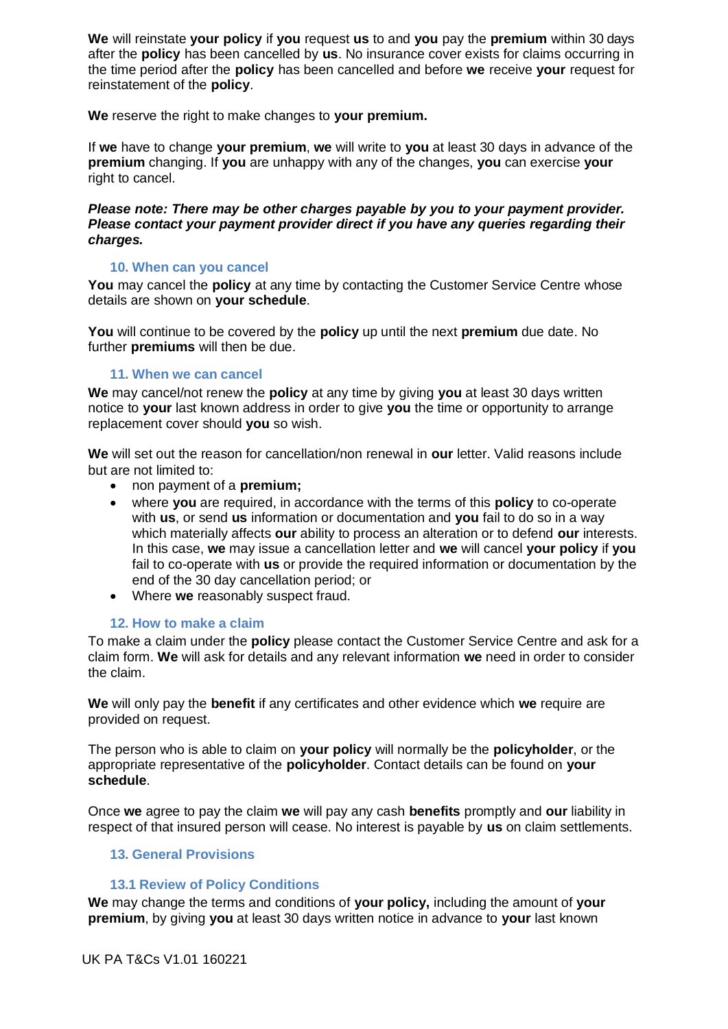**We** will reinstate **your policy** if **you** request **us** to and **you** pay the **premium** within 30 days after the **policy** has been cancelled by **us**. No insurance cover exists for claims occurring in the time period after the **policy** has been cancelled and before **we** receive **your** request for reinstatement of the **policy**.

**We** reserve the right to make changes to **your premium.**

If **we** have to change **your premium**, **we** will write to **you** at least 30 days in advance of the **premium** changing. If **you** are unhappy with any of the changes, **you** can exercise **your** right to cancel.

***Please note: There may be other charges payable by you to your payment provider. Please contact your payment provider direct if you have any queries regarding their charges.***

### 10. When can you cancel

**You** may cancel the **policy** at any time by contacting the Customer Service Centre whose details are shown on **your schedule**.

**You** will continue to be covered by the **policy** up until the next **premium** due date. No further **premiums** will then be due.

### 11. When we can cancel

**We** may cancel/not renew the **policy** at any time by giving **you** at least 30 days written notice to **your** last known address in order to give **you** the time or opportunity to arrange replacement cover should **you** so wish.

**We** will set out the reason for cancellation/non renewal in **our** letter. Valid reasons include but are not limited to:

- non payment of a **premium;**
- where **you** are required, in accordance with the terms of this **policy** to co-operate with **us**, or send **us** information or documentation and **you** fail to do so in a way which materially affects **our** ability to process an alteration or to defend **our** interests. In this case, **we** may issue a cancellation letter and **we** will cancel **your policy** if **you** fail to co-operate with **us** or provide the required information or documentation by the end of the 30 day cancellation period; or
- Where **we** reasonably suspect fraud.

### 12. How to make a claim

To make a claim under the **policy** please contact the Customer Service Centre and ask for a claim form. **We** will ask for details and any relevant information **we** need in order to consider the claim.

**We** will only pay the **benefit** if any certificates and other evidence which **we** require are provided on request.

The person who is able to claim on **your policy** will normally be the **policyholder**, or the appropriate representative of the **policyholder**. Contact details can be found on **your schedule**.

Once **we** agree to pay the claim **we** will pay any cash **benefits** promptly and **our** liability in respect of that insured person will cease. No interest is payable by **us** on claim settlements.

### 13. General Provisions

#### 13.1 Review of Policy Conditions

**We** may change the terms and conditions of **your policy,** including the amount of **your premium**, by giving **you** at least 30 days written notice in advance to **your** last known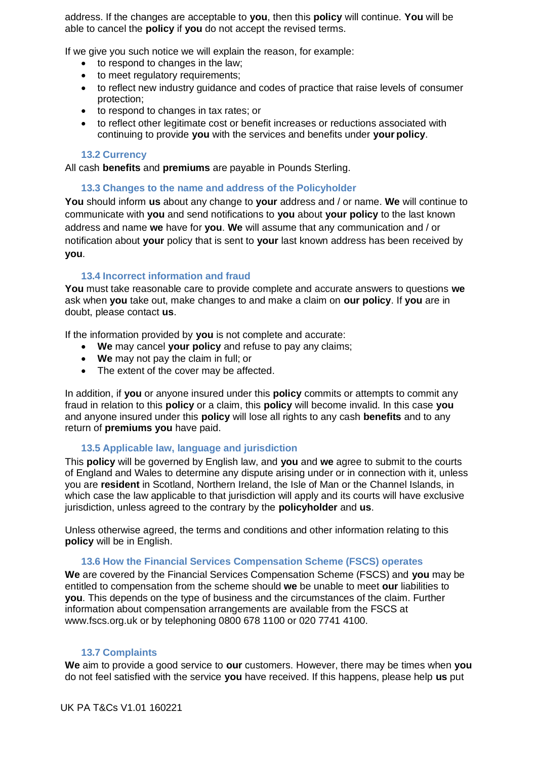address. If the changes are acceptable to **you**, then this **policy** will continue. **You** will be able to cancel the **policy** if **you** do not accept the revised terms.

If we give you such notice we will explain the reason, for example:

- to respond to changes in the law;
- to meet regulatory requirements;
- to reflect new industry guidance and codes of practice that raise levels of consumer protection;
- to respond to changes in tax rates; or
- to reflect other legitimate cost or benefit increases or reductions associated with continuing to provide **you** with the services and benefits under **your policy**.

### 13.2 Currency

All cash **benefits** and **premiums** are payable in Pounds Sterling.

### 13.3 Changes to the name and address of the Policyholder

**You** should inform **us** about any change to **your** address and / or name. **We** will continue to communicate with **you** and send notifications to **you** about **your policy** to the last known address and name **we** have for **you**. **We** will assume that any communication and / or notification about **your** policy that is sent to **your** last known address has been received by **you**.

### 13.4 Incorrect information and fraud

**You** must take reasonable care to provide complete and accurate answers to questions **we** ask when **you** take out, make changes to and make a claim on **our policy**. If **you** are in doubt, please contact **us**.

If the information provided by **you** is not complete and accurate:

- **We** may cancel **your policy** and refuse to pay any claims;
- **We** may not pay the claim in full; or
- The extent of the cover may be affected.

In addition, if **you** or anyone insured under this **policy** commits or attempts to commit any fraud in relation to this **policy** or a claim, this **policy** will become invalid. In this case **you** and anyone insured under this **policy** will lose all rights to any cash **benefits** and to any return of **premiums you** have paid.

### 13.5 Applicable law, language and jurisdiction

This **policy** will be governed by English law, and **you** and **we** agree to submit to the courts of England and Wales to determine any dispute arising under or in connection with it, unless you are **resident** in Scotland, Northern Ireland, the Isle of Man or the Channel Islands, in which case the law applicable to that jurisdiction will apply and its courts will have exclusive jurisdiction, unless agreed to the contrary by the **policyholder** and **us**.

Unless otherwise agreed, the terms and conditions and other information relating to this **policy** will be in English.

### 13.6 How the Financial Services Compensation Scheme (FSCS) operates

**We** are covered by the Financial Services Compensation Scheme (FSCS) and **you** may be entitled to compensation from the scheme should **we** be unable to meet **our** liabilities to **you**. This depends on the type of business and the circumstances of the claim. Further information about compensation arrangements are available from the FSCS at www.fscs.org.uk or by telephoning 0800 678 1100 or 020 7741 4100.

### 13.7 Complaints

**We** aim to provide a good service to **our** customers. However, there may be times when **you** do not feel satisfied with the service **you** have received. If this happens, please help **us** put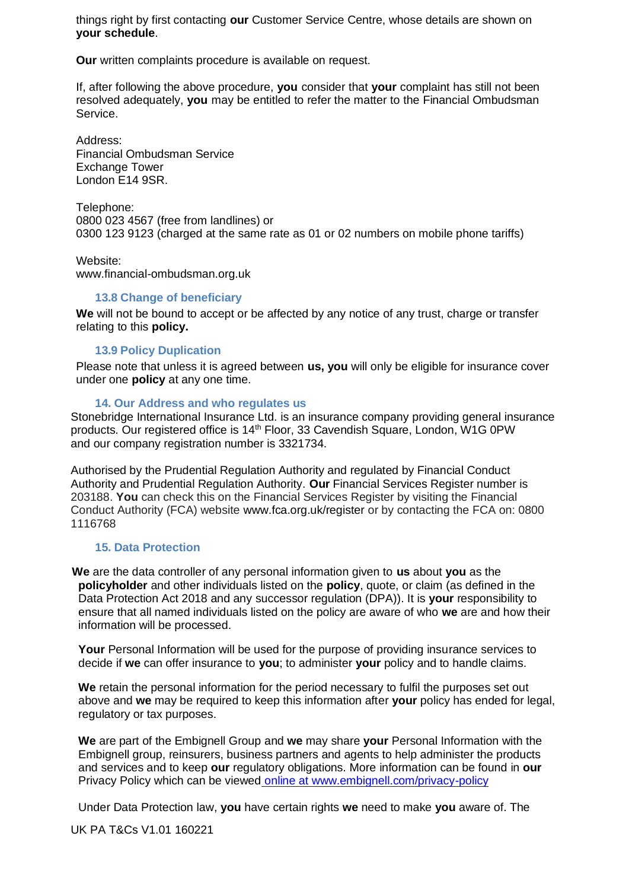things right by first contacting **our** Customer Service Centre, whose details are shown on **your schedule**.

**Our** written complaints procedure is available on request.

If, after following the above procedure, **you** consider that **your** complaint has still not been resolved adequately, **you** may be entitled to refer the matter to the Financial Ombudsman Service.

Address:
Financial Ombudsman Service
Exchange Tower
London E14 9SR.

Telephone:
0800 023 4567 (free from landlines) or
0300 123 9123 (charged at the same rate as 01 or 02 numbers on mobile phone tariffs)

Website:
www.financial-ombudsman.org.uk

### 13.8 Change of beneficiary

**We** will not be bound to accept or be affected by any notice of any trust, charge or transfer relating to this **policy.**

### 13.9 Policy Duplication

Please note that unless it is agreed between **us, you** will only be eligible for insurance cover under one **policy** at any one time.

## 14. Our Address and who regulates us

Stonebridge International Insurance Ltd. is an insurance company providing general insurance products. Our registered office is 14th Floor, 33 Cavendish Square, London, W1G 0PW and our company registration number is 3321734.

Authorised by the Prudential Regulation Authority and regulated by Financial Conduct Authority and Prudential Regulation Authority. **Our** Financial Services Register number is 203188. **You** can check this on the Financial Services Register by visiting the Financial Conduct Authority (FCA) website www.fca.org.uk/register or by contacting the FCA on: 0800 1116768

## 15. Data Protection

**We** are the data controller of any personal information given to **us** about **you** as the **policyholder** and other individuals listed on the **policy**, quote, or claim (as defined in the Data Protection Act 2018 and any successor regulation (DPA)). It is **your** responsibility to ensure that all named individuals listed on the policy are aware of who **we** are and how their information will be processed.

**Your** Personal Information will be used for the purpose of providing insurance services to decide if **we** can offer insurance to **you**; to administer **your** policy and to handle claims.

**We** retain the personal information for the period necessary to fulfil the purposes set out above and **we** may be required to keep this information after **your** policy has ended for legal, regulatory or tax purposes.

**We** are part of the Embignell Group and **we** may share **your** Personal Information with the Embignell group, reinsurers, business partners and agents to help administer the products and services and to keep **our** regulatory obligations. More information can be found in **our** Privacy Policy which can be viewed online at www.embignell.com/privacy-policy

Under Data Protection law, **you** have certain rights **we** need to make **you** aware of. The

UK PA T&Cs V1.01 160221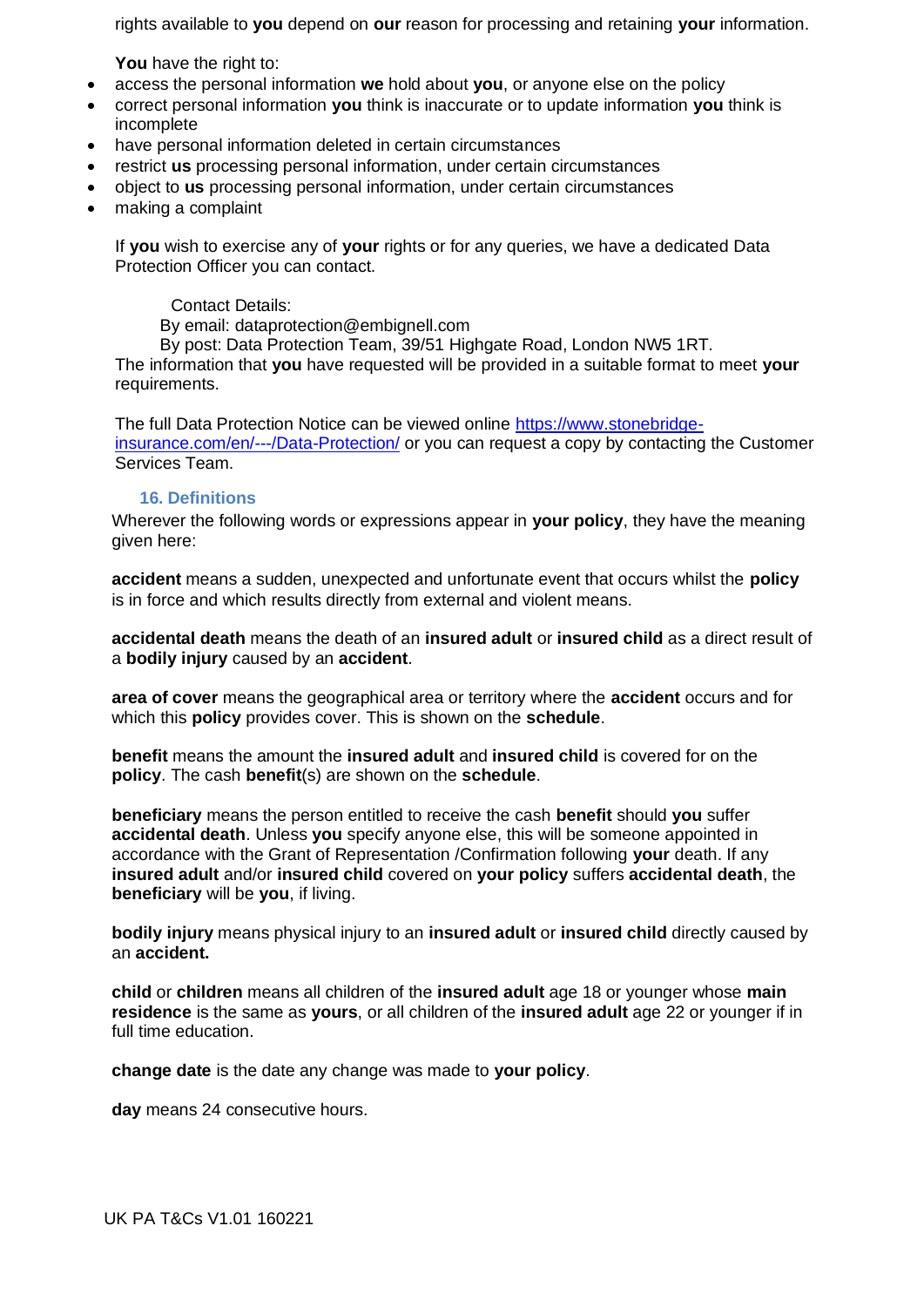rights available to **you** depend on **our** reason for processing and retaining **your** information.

**You** have the right to:

- access the personal information **we** hold about **you**, or anyone else on the policy
- correct personal information **you** think is inaccurate or to update information **you** think is incomplete
- have personal information deleted in certain circumstances
- restrict **us** processing personal information, under certain circumstances
- object to **us** processing personal information, under certain circumstances
- making a complaint

If **you** wish to exercise any of **your** rights or for any queries, we have a dedicated Data Protection Officer you can contact.

Contact Details:
By email: dataprotection@embignell.com
By post: Data Protection Team, 39/51 Highgate Road, London NW5 1RT.

The information that **you** have requested will be provided in a suitable format to meet **your** requirements.

The full Data Protection Notice can be viewed online [https://www.stonebridge-insurance.com/en/---/Data-Protection/](https://www.stonebridge-insurance.com/en/---/Data-Protection/) or you can request a copy by contacting the Customer Services Team.

## 16. Definitions

Wherever the following words or expressions appear in **your policy**, they have the meaning given here:

**accident** means a sudden, unexpected and unfortunate event that occurs whilst the **policy** is in force and which results directly from external and violent means.

**accidental death** means the death of an **insured adult** or **insured child** as a direct result of a **bodily injury** caused by an **accident**.

**area of cover** means the geographical area or territory where the **accident** occurs and for which this **policy** provides cover. This is shown on the **schedule**.

**benefit** means the amount the **insured adult** and **insured child** is covered for on the **policy**. The cash **benefit**(s) are shown on the **schedule**.

**beneficiary** means the person entitled to receive the cash **benefit** should **you** suffer **accidental death**. Unless **you** specify anyone else, this will be someone appointed in accordance with the Grant of Representation /Confirmation following **your** death. If any **insured adult** and/or **insured child** covered on **your policy** suffers **accidental death**, the **beneficiary** will be **you**, if living.

**bodily injury** means physical injury to an **insured adult** or **insured child** directly caused by an **accident.**

**child** or **children** means all children of the **insured adult** age 18 or younger whose **main residence** is the same as **yours**, or all children of the **insured adult** age 22 or younger if in full time education.

**change date** is the date any change was made to **your policy**.

**day** means 24 consecutive hours.

UK PA T&Cs V1.01 160221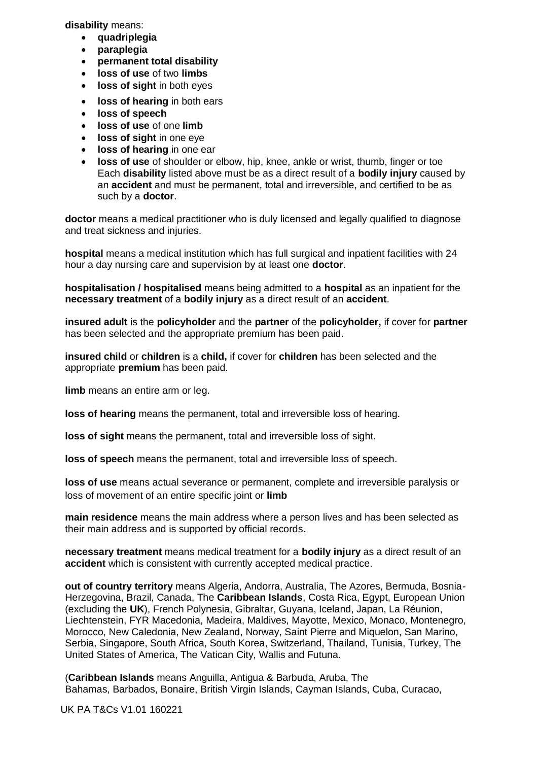**disability** means:

- **quadriplegia**
- **paraplegia**
- **permanent total disability**
- **loss of use** of two **limbs**
- **loss of sight** in both eyes
- **loss of hearing** in both ears
- **loss of speech**
- **loss of use** of one **limb**
- **loss of sight** in one eye
- **loss of hearing** in one ear
- **loss of use** of shoulder or elbow, hip, knee, ankle or wrist, thumb, finger or toe
  Each **disability** listed above must be as a direct result of a **bodily injury** caused by an **accident** and must be permanent, total and irreversible, and certified to be as such by a **doctor**.

**doctor** means a medical practitioner who is duly licensed and legally qualified to diagnose and treat sickness and injuries.

**hospital** means a medical institution which has full surgical and inpatient facilities with 24 hour a day nursing care and supervision by at least one **doctor**.

**hospitalisation / hospitalised** means being admitted to a **hospital** as an inpatient for the **necessary treatment** of a **bodily injury** as a direct result of an **accident**.

**insured adult** is the **policyholder** and the **partner** of the **policyholder,** if cover for **partner** has been selected and the appropriate premium has been paid.

**insured child** or **children** is a **child,** if cover for **children** has been selected and the appropriate **premium** has been paid.

**limb** means an entire arm or leg.

**loss of hearing** means the permanent, total and irreversible loss of hearing.

**loss of sight** means the permanent, total and irreversible loss of sight.

**loss of speech** means the permanent, total and irreversible loss of speech.

**loss of use** means actual severance or permanent, complete and irreversible paralysis or loss of movement of an entire specific joint or **limb**

**main residence** means the main address where a person lives and has been selected as their main address and is supported by official records.

**necessary treatment** means medical treatment for a **bodily injury** as a direct result of an **accident** which is consistent with currently accepted medical practice.

**out of country territory** means Algeria, Andorra, Australia, The Azores, Bermuda, Bosnia-Herzegovina, Brazil, Canada, The **Caribbean Islands**, Costa Rica, Egypt, European Union (excluding the **UK**), French Polynesia, Gibraltar, Guyana, Iceland, Japan, La Réunion, Liechtenstein, FYR Macedonia, Madeira, Maldives, Mayotte, Mexico, Monaco, Montenegro, Morocco, New Caledonia, New Zealand, Norway, Saint Pierre and Miquelon, San Marino, Serbia, Singapore, South Africa, South Korea, Switzerland, Thailand, Tunisia, Turkey, The United States of America, The Vatican City, Wallis and Futuna.

(**Caribbean Islands** means Anguilla, Antigua & Barbuda, Aruba, The Bahamas, Barbados, Bonaire, British Virgin Islands, Cayman Islands, Cuba, Curacao,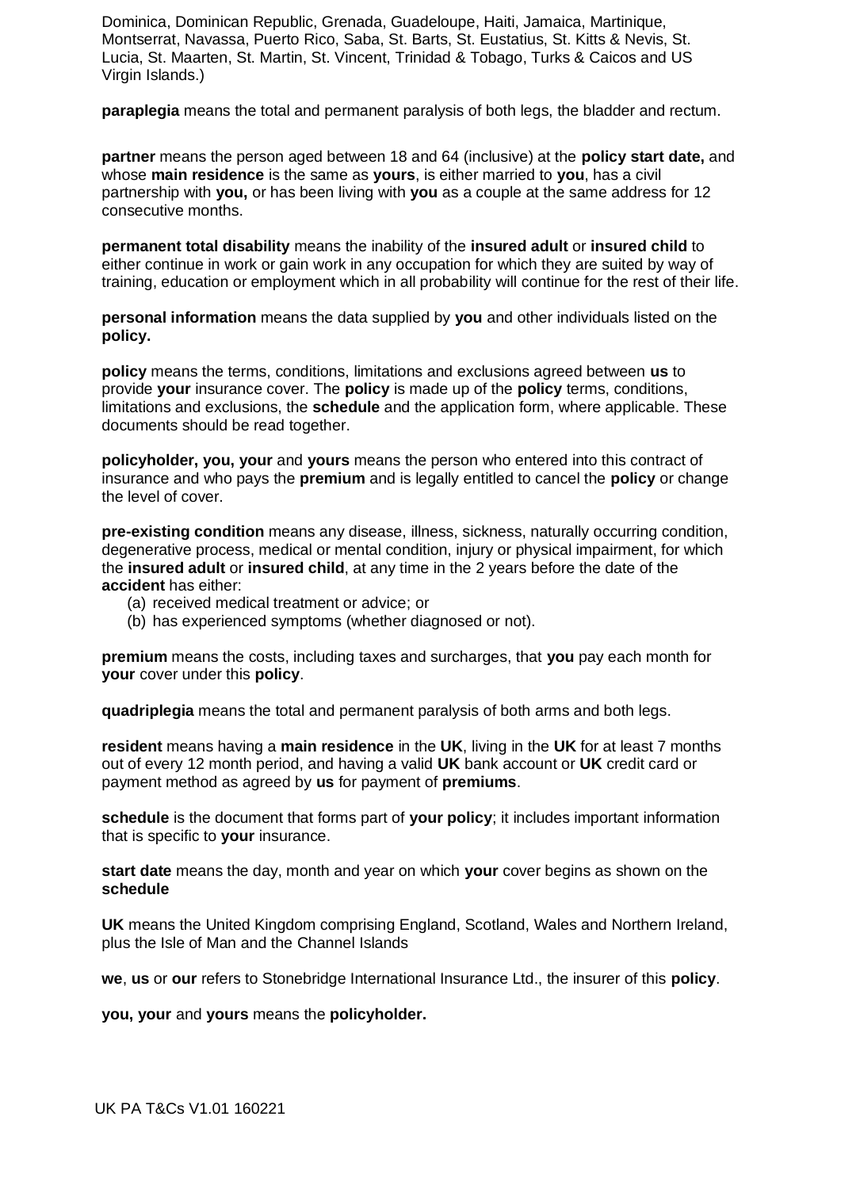Dominica, Dominican Republic, Grenada, Guadeloupe, Haiti, Jamaica, Martinique, Montserrat, Navassa, Puerto Rico, Saba, St. Barts, St. Eustatius, St. Kitts & Nevis, St. Lucia, St. Maarten, St. Martin, St. Vincent, Trinidad & Tobago, Turks & Caicos and US Virgin Islands.)

**paraplegia** means the total and permanent paralysis of both legs, the bladder and rectum.

**partner** means the person aged between 18 and 64 (inclusive) at the **policy start date,** and whose **main residence** is the same as **yours**, is either married to **you**, has a civil partnership with **you,** or has been living with **you** as a couple at the same address for 12 consecutive months.

**permanent total disability** means the inability of the **insured adult** or **insured child** to either continue in work or gain work in any occupation for which they are suited by way of training, education or employment which in all probability will continue for the rest of their life.

**personal information** means the data supplied by **you** and other individuals listed on the **policy.**

**policy** means the terms, conditions, limitations and exclusions agreed between **us** to provide **your** insurance cover. The **policy** is made up of the **policy** terms, conditions, limitations and exclusions, the **schedule** and the application form, where applicable. These documents should be read together.

**policyholder, you, your** and **yours** means the person who entered into this contract of insurance and who pays the **premium** and is legally entitled to cancel the **policy** or change the level of cover.

**pre-existing condition** means any disease, illness, sickness, naturally occurring condition, degenerative process, medical or mental condition, injury or physical impairment, for which the **insured adult** or **insured child**, at any time in the 2 years before the date of the **accident** has either:

(a) received medical treatment or advice; or
(b) has experienced symptoms (whether diagnosed or not).

**premium** means the costs, including taxes and surcharges, that **you** pay each month for **your** cover under this **policy**.

**quadriplegia** means the total and permanent paralysis of both arms and both legs.

**resident** means having a **main residence** in the **UK**, living in the **UK** for at least 7 months out of every 12 month period, and having a valid **UK** bank account or **UK** credit card or payment method as agreed by **us** for payment of **premiums**.

**schedule** is the document that forms part of **your policy**; it includes important information that is specific to **your** insurance.

**start date** means the day, month and year on which **your** cover begins as shown on the **schedule**

**UK** means the United Kingdom comprising England, Scotland, Wales and Northern Ireland, plus the Isle of Man and the Channel Islands

**we**, **us** or **our** refers to Stonebridge International Insurance Ltd., the insurer of this **policy**.

**you, your** and **yours** means the **policyholder.**

UK PA T&Cs V1.01 160221